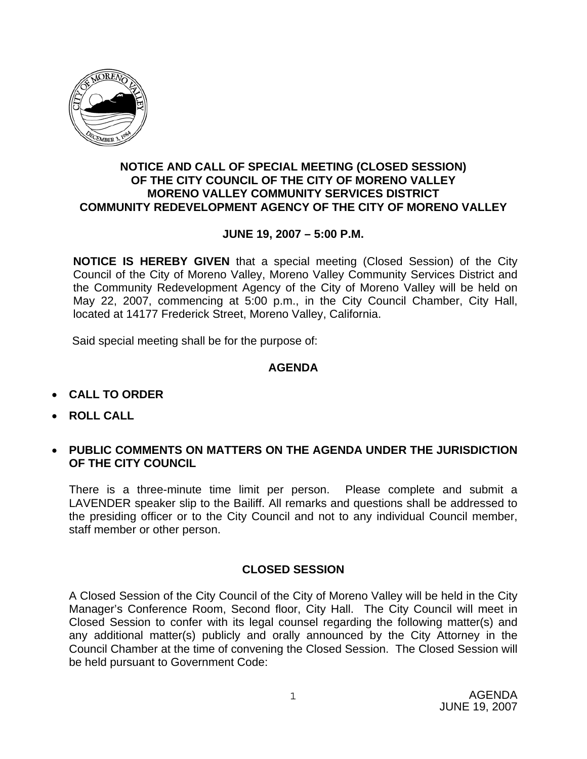**NOTICE AND CALL OF SPECIAL MEETING (CLOSED SESSION) OF THE CITY COUNCIL OF THE CITY OF MORENO VALLEY MORENO VALLEY COMMUNITY SERVICES DISTRICT COMMUNITY REDEVELOPMENT AGENCY OF THE CITY OF MORENO VALLEY**

**JUNE 19, 2007 – 5:00 P.M.**

**NOTICE IS HEREBY GIVEN** that a special meeting (Closed Session) of the City Council of the City of Moreno Valley, Moreno Valley Community Services District and the Community Redevelopment Agency of the City of Moreno Valley will be held on May 22, 2007, commencing at 5:00 p.m., in the City Council Chamber, City Hall, located at 14177 Frederick Street, Moreno Valley, California.

Said special meeting shall be for the purpose of:

## AGENDA

- **CALL TO ORDER**
- **ROLL CALL**
- **PUBLIC COMMENTS ON MATTERS ON THE AGENDA UNDER THE JURISDICTION OF THE CITY COUNCIL**

There is a three-minute time limit per person. Please complete and submit a LAVENDER speaker slip to the Bailiff. All remarks and questions shall be addressed to the presiding officer or to the City Council and not to any individual Council member, staff member or other person.

## CLOSED SESSION

A Closed Session of the City Council of the City of Moreno Valley will be held in the City Manager's Conference Room, Second floor, City Hall. The City Council will meet in Closed Session to confer with its legal counsel regarding the following matter(s) and any additional matter(s) publicly and orally announced by the City Attorney in the Council Chamber at the time of convening the Closed Session. The Closed Session will be held pursuant to Government Code: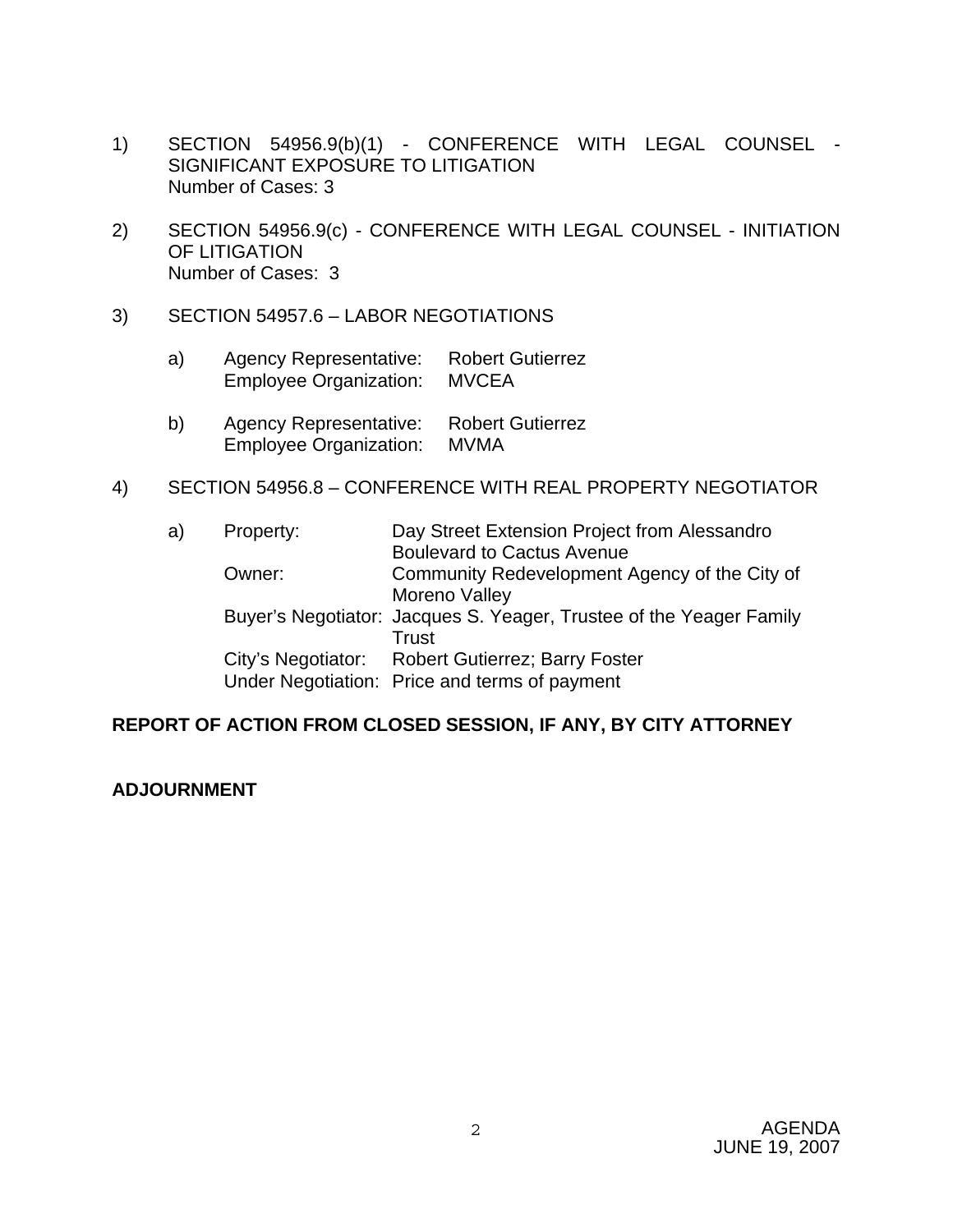1) SECTION 54956.9(b)(1) - CONFERENCE WITH LEGAL COUNSEL - SIGNIFICANT EXPOSURE TO LITIGATION
   Number of Cases: 3

2) SECTION 54956.9(c) - CONFERENCE WITH LEGAL COUNSEL - INITIATION OF LITIGATION
   Number of Cases: 3

3) SECTION 54957.6 – LABOR NEGOTIATIONS

   a) Agency Representative: Robert Gutierrez
      Employee Organization: MVCEA

   b) Agency Representative: Robert Gutierrez
      Employee Organization: MVMA

4) SECTION 54956.8 – CONFERENCE WITH REAL PROPERTY NEGOTIATOR

   a) Property: Day Street Extension Project from Alessandro Boulevard to Cactus Avenue
      Owner: Community Redevelopment Agency of the City of Moreno Valley
      Buyer's Negotiator: Jacques S. Yeager, Trustee of the Yeager Family Trust
      City's Negotiator: Robert Gutierrez; Barry Foster
      Under Negotiation: Price and terms of payment

**REPORT OF ACTION FROM CLOSED SESSION, IF ANY, BY CITY ATTORNEY**

**ADJOURNMENT**